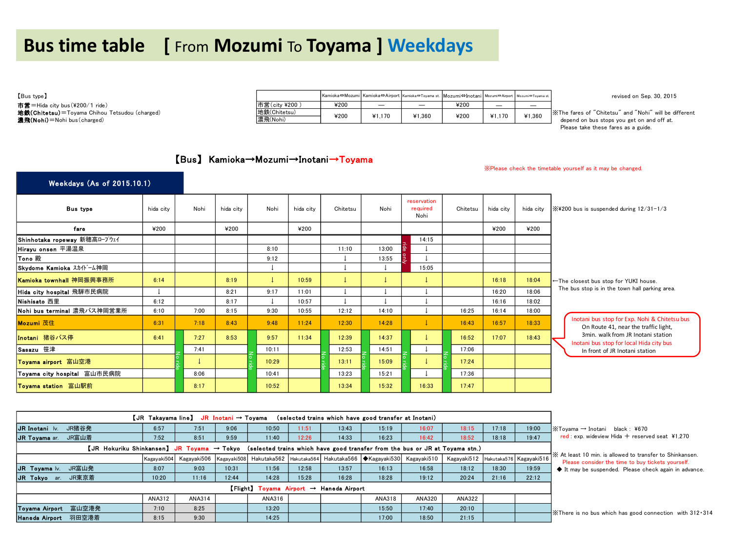# Bus time table [ From Mozumi To Toyama ] Weekdays

【Bus type】
市営＝Hida city bus(¥200/1 ride)
地鉄(Chitetsu)＝Toyama Chihou Tetsudou (charged)
濃飛(Nohi)＝Nohi bus(charged)

| | Kamioka⇔Mozumi | Kamioka⇔Airport | Kamioka⇔Toyama st. | Mozumi⇔Inotani | Mozumi⇔Airport | Mozumi⇔Toyama st. |
|---|---|---|---|---|---|---|
| 市営(city ¥200 ) | ¥200 | — | — | ¥200 | — | — |
| 地鉄(Chitetsu) / 濃飛(Nohi) | ¥200 | ¥1,170 | ¥1,360 | ¥200 | ¥1,170 | ¥1,360 |

revised on Sep. 30, 2015

※The fares of "Chitetsu" and "Nohi" will be different depend on bus stops you get on and off at. Please take these fares as a guide.

## 【Bus】 Kamioka→Mozumi→Inotani→Toyama

※Please check the timetable yourself as it may be changed.

**Weekdays (As of 2015.10.1)**

| Bus type | hida city | Nohi | hida city | Nohi | hida city | Chitetsu | Nohi | reservation required Nohi | Chitetsu | hida city | hida city |
|---|---|---|---|---|---|---|---|---|---|---|---|
| fare | ¥200 | | ¥200 | | ¥200 | | | | | ¥200 | ¥200 |
| Shinhotaka ropeway 新穂高ロープウェイ | | | | | | | | 14:15 (ride only) | | | |
| Hirayu onsen 平湯温泉 | | | | 8:10 | | 11:10 | 13:00 | ↓ | | | |
| Tono 殿 | | | | 9:12 | | ↓ | 13:55 | ↓ | | | |
| Skydome Kamioka ｽｶｲﾄﾞｰﾑ神岡 | | | | ↓ | | ↓ | ↓ | 15:05 | | | |
| Kamioka townhall 神岡振興事務所 | 6:14 | | 8:19 | ↓ | 10:59 | ↓ | ↓ | ↓ | | 16:18 | 18:04 |
| Hida city hospital 飛騨市民病院 | ↓ | | 8:21 | 9:17 | 11:01 | ↓ | ↓ | ↓ | | 16:20 | 18:06 |
| Nishisato 西里 | 6:12 | | 8:17 | ↓ | 10:57 | ↓ | ↓ | ↓ | | 16:16 | 18:02 |
| Nohi bus terminal 濃飛バス神岡営業所 | 6:10 | 7:00 | 8:15 | 9:30 | 10:55 | 12:12 | 14:10 | ↓ | 16:25 | 16:14 | 18:00 |
| Mozumi 茂住 | 6:31 | 7:18 | 8:43 | 9:48 | 11:24 | 12:30 | 14:28 | ↓ | 16:43 | 16:57 | 18:33 |
| Inotani 猪谷バス停 | 6:41 | 7:27 | 8:53 | 9:57 | 11:34 | 12:39 | 14:37 | ↓ | 16:52 | 17:07 | 18:43 |
| Sasazu 笹津 | | 7:41 | | 10:11 | | 12:53 | 14:51 | ↓ | 17:06 | | |
| Toyama airport 富山空港 | | ↓ | | 10:29 | | 13:11 | 15:09 | ↓ | 17:24 | | |
| Toyama city hospital 富山市民病院 | | 8:06 | | 10:41 | | 13:23 | 15:21 | ↓ | 17:36 | | |
| Toyama station 富山駅前 | | 8:17 | | 10:52 | | 13:34 | 15:32 | 16:33 | 17:47 | | |

(Nohi, Nohi, Chitetsu, Nohi, Nohi (reservation), Chitetsu: No ride at Inotani and after, for boarding)

※¥200 bus is suspended during 12/31-1/3

←The closest bus stop for YUKI house. The bus stop is in the town hall parking area.

Inotani bus stop for Exp. Nohi & Chitetsu bus
On Route 41, near the traffic light, 3min. walk from JR Inotani station
Inotani bus stop for local Hida city bus
In front of JR Inotani station

| 【JR Takayama line】 JR Inotani → Toyama (selected trains which have good transfer at Inotani) | | | | | | | | | | | |
|---|---|---|---|---|---|---|---|---|---|---|---|
| JR Inotani lv. JR猪谷発 | 6:57 | 7:51 | 9:06 | 10:50 | 11:51 | 13:43 | 15:19 | 16:07 | 18:15 | 17:18 | 19:00 |
| JR Toyama ar. JR富山着 | 7:52 | 8:51 | 9:59 | 11:40 | 12:26 | 14:33 | 16:23 | 16:42 | 18:52 | 18:18 | 19:47 |
| **【JR Hokuriku Shinkansen】 JR Toyama → Tokyo (selected trains which have good transfer from the bus or JR at Toyama stn.)** | | | | | | | | | | | |
| | Kagayaki504 | Kagayaki506 | Kagayaki508 | Hakutaka562 | Hakutaka564 | Hakutaka566 | ◆Kagayaki530 | Kagayaki510 | Kagayaki512 | Hakutaka576 | Kagayaki516 |
| JR Toyama lv. JR富山発 | 8:07 | 9:03 | 10:31 | 11:56 | 12:58 | 13:57 | 16:13 | 16:58 | 18:12 | 18:30 | 19:59 |
| JR Tokyo ar. JR東京着 | 10:20 | 11:16 | 12:44 | 14:28 | 15:28 | 16:28 | 18:28 | 19:12 | 20:24 | 21:16 | 22:12 |
| **【Flight】 Toyama Airport → Haneda Airport** | | | | | | | | | | | |
| | ANA312 | ANA314 | | ANA316 | | | ANA318 | ANA320 | ANA322 | | |
| Toyama Airport 富山空港発 | 7:10 | 8:25 | | 13:20 | | | 15:50 | 17:40 | 20:10 | | |
| Haneda Airport 羽田空港着 | 8:15 | 9:30 | | 14:25 | | | 17:00 | 18:50 | 21:15 | | |

※Toyama → Inotani black : ¥670
red : exp. wideview Hida ＋ reserved seat ¥1,270
(red: 11:51/12:26, 16:07/16:42, 18:15/18:52)

※ At least 10 min. is allowed to transfer to Shinkansen.
Please consider the time to buy tickets yourself.
◆ It may be suspended. Please check again in advance.

※There is no bus which has good connection with 312・314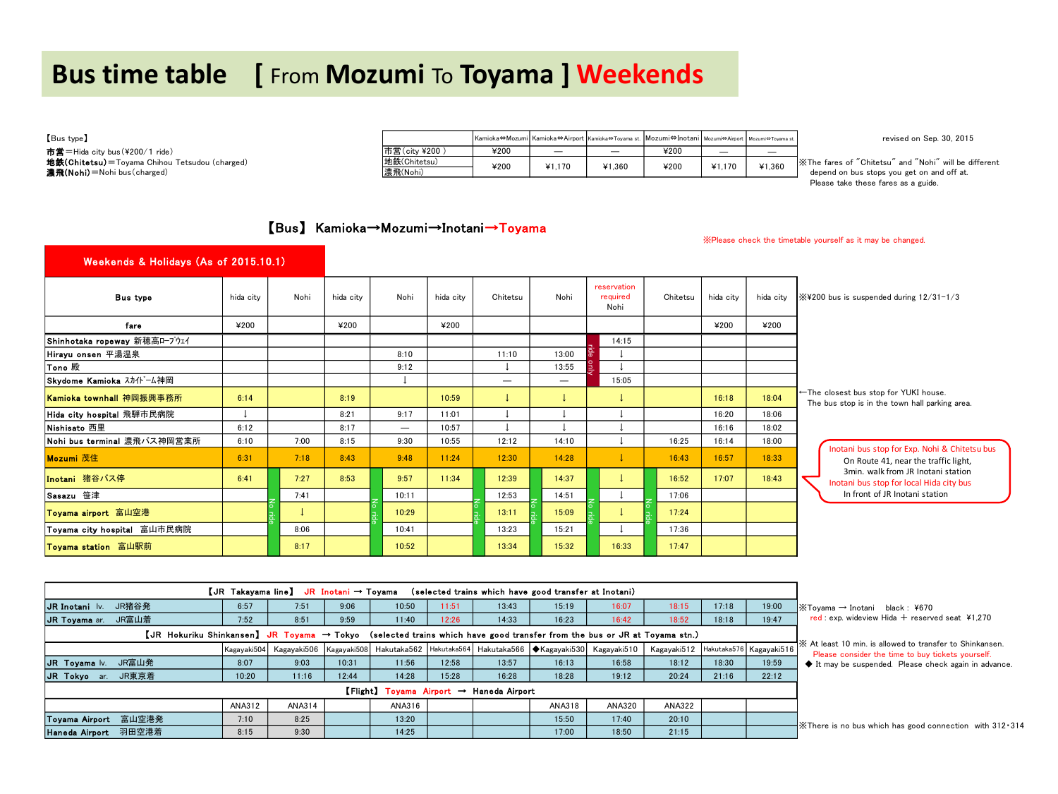# Bus time table [ From Mozumi To Toyama ] Weekends

【Bus type】
市営＝Hida city bus(¥200/1 ride)
地鉄(Chitetsu)＝Toyama Chihou Tetsudou (charged)
濃飛(Nohi)＝Nohi bus(charged)

| | Kamioka⇔Mozumi | Kamioka⇔Airport | Kamioka⇔Toyama st. | Mozumi⇔Inotani | Mozumi⇔Airport | Mozumi⇔Toyama st. |
|---|---|---|---|---|---|---|
| 市営(city ¥200 ) | ¥200 | — | — | ¥200 | — | — |
| 地鉄(Chitetsu) / 濃飛(Nohi) | ¥200 | ¥1,170 | ¥1,360 | ¥200 | ¥1,170 | ¥1,360 |

revised on Sep. 30, 2015

※The fares of "Chitetsu" and "Nohi" will be different depend on bus stops you get on and off at. Please take these fares as a guide.

## 【Bus】 Kamioka→Mozumi→Inotani→Toyama

※Please check the timetable yourself as it may be changed.

**Weekends & Holidays (As of 2015.10.1)**

| Bus type | hida city | | Nohi | hida city | | Nohi | hida city | | Chitetsu | | Nohi | | reservation required Nohi | | Chitetsu | hida city | hida city |
|---|---|---|---|---|---|---|---|---|---|---|---|---|---|---|---|---|---|
| fare | ¥200 | | | ¥200 | | | ¥200 | | | | | | | | | ¥200 | ¥200 |
| Shinhotaka ropeway 新穂高ﾛｰﾌﾟｳｪｲ | | | | | | | | | | | | ride only | 14:15 | | | | |
| Hirayu onsen 平湯温泉 | | | | | | 8:10 | | | 11:10 | | 13:00 | | ↓ | | | | |
| Tono 殿 | | | | | | 9:12 | | | ↓ | | 13:55 | | ↓ | | | | |
| Skydome Kamioka ｽｶｲﾄﾞｰﾑ神岡 | | | | | | ↓ | | | — | | — | | 15:05 | | | | |
| Kamioka townhall 神岡振興事務所 | 6:14 | | | 8:19 | | | 10:59 | | ↓ | | ↓ | | ↓ | | | 16:18 | 18:04 |
| Hida city hospital 飛騨市民病院 | ↓ | | | 8:21 | | 9:17 | 11:01 | | ↓ | | ↓ | | ↓ | | | 16:20 | 18:06 |
| Nishisato 西里 | 6:12 | | | 8:17 | | — | 10:57 | | ↓ | | ↓ | | ↓ | | | 16:16 | 18:02 |
| Nohi bus terminal 濃飛バス神岡営業所 | 6:10 | | 7:00 | 8:15 | | 9:30 | 10:55 | | 12:12 | | 14:10 | | ↓ | | 16:25 | 16:14 | 18:00 |
| Mozumi 茂住 | 6:31 | | 7:18 | 8:43 | | 9:48 | 11:24 | | 12:30 | | 14:28 | | ↓ | | 16:43 | 16:57 | 18:33 |
| Inotani 猪谷バス停 | 6:41 | No ride | 7:27 | 8:53 | No ride | 9:57 | 11:34 | No ride | 12:39 | No ride | 14:37 | No ride | ↓ | No ride | 16:52 | 17:07 | 18:43 |
| Sasazu 笹津 | | | 7:41 | | | 10:11 | | | 12:53 | | 14:51 | | ↓ | | 17:06 | | |
| Toyama airport 富山空港 | | | ↓ | | | 10:29 | | | 13:11 | | 15:09 | | ↓ | | 17:24 | | |
| Toyama city hospital 富山市民病院 | | | 8:06 | | | 10:41 | | | 13:23 | | 15:21 | | ↓ | | 17:36 | | |
| Toyama station 富山駅前 | | | 8:17 | | | 10:52 | | | 13:34 | | 15:32 | | 16:33 | | 17:47 | | |

※¥200 bus is suspended during 12/31-1/3

←The closest bus stop for YUKI house. The bus stop is in the town hall parking area.

Inotani bus stop for Exp. Nohi & Chitetsu bus
On Route 41, near the traffic light, 3min. walk from JR Inotani station
Inotani bus stop for local Hida city bus
In front of JR Inotani station

**【JR Takayama line】 JR Inotani → Toyama (selected trains which have good transfer at Inotani)**

| | | | | | | | | | | | |
|---|---|---|---|---|---|---|---|---|---|---|---|
| JR Inotani lv. JR猪谷発 | 6:57 | 7:51 | 9:06 | 10:50 | 11:51 | 13:43 | 15:19 | 16:07 | 18:15 | 17:18 | 19:00 |
| JR Toyama ar. JR富山着 | 7:52 | 8:51 | 9:59 | 11:40 | 12:26 | 14:33 | 16:23 | 16:42 | 18:52 | 18:18 | 19:47 |

※Toyama → Inotani black : ¥670
red : exp. wideview Hida ＋ reserved seat ¥1,270

**【JR Hokuriku Shinkansen】 JR Toyama → Tokyo (selected trains which have good transfer from the bus or JR at Toyama stn.)**

| | Kagayaki504 | Kagayaki506 | Kagayaki508 | Hakutaka562 | Hakutaka564 | Hakutaka566 | ◆Kagayaki530 | Kagayaki510 | Kagayaki512 | Hakutaka576 | Kagayaki516 |
|---|---|---|---|---|---|---|---|---|---|---|---|
| JR Toyama lv. JR富山発 | 8:07 | 9:03 | 10:31 | 11:56 | 12:58 | 13:57 | 16:13 | 16:58 | 18:12 | 18:30 | 19:59 |
| JR Tokyo ar. JR東京着 | 10:20 | 11:16 | 12:44 | 14:28 | 15:28 | 16:28 | 18:28 | 19:12 | 20:24 | 21:16 | 22:12 |

※ At least 10 min. is allowed to transfer to Shinkansen.
Please consider the time to buy tickets yourself.
◆ It may be suspended. Please check again in advance.

**【Flight】 Toyama Airport → Haneda Airport**

| | ANA312 | ANA314 | | ANA316 | | | ANA318 | ANA320 | ANA322 | | |
|---|---|---|---|---|---|---|---|---|---|---|---|
| Toyama Airport 富山空港発 | 7:10 | 8:25 | | 13:20 | | | 15:50 | 17:40 | 20:10 | | |
| Haneda Airport 羽田空港着 | 8:15 | 9:30 | | 14:25 | | | 17:00 | 18:50 | 21:15 | | |

※There is no bus which has good connection with 312・314